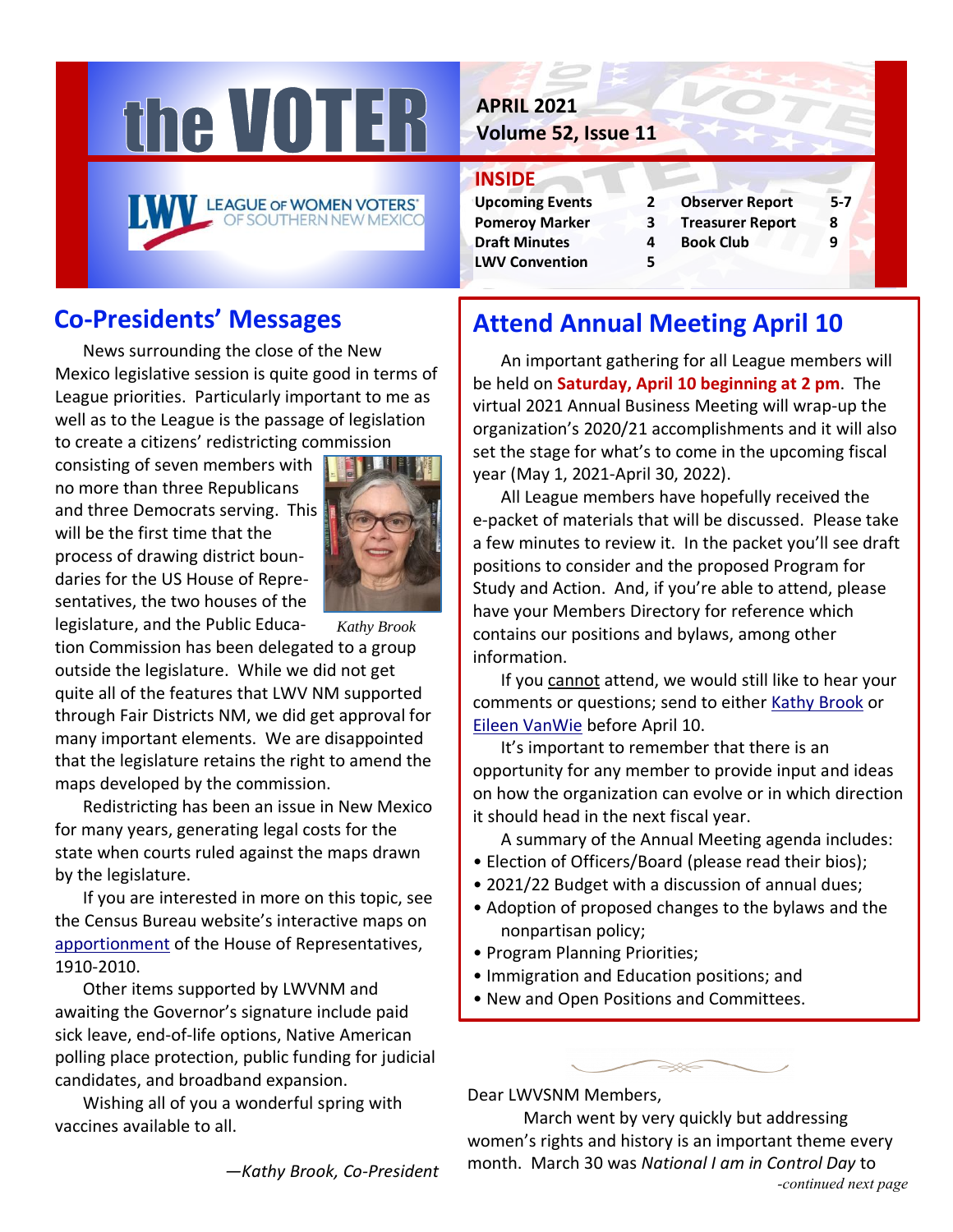# the VOTER

LEAGUE OF WOMEN VOTERS® OF SOUTHERN NEW MEXICO

**APRIL 2021**
**Volume 52, Issue 11**

## INSIDE

| | | | |
|---|---|---|---|
| **Upcoming Events** | **2** | **Observer Report** | **5-7** |
| **Pomeroy Marker** | **3** | **Treasurer Report** | **8** |
| **Draft Minutes** | **4** | **Book Club** | **9** |
| **LWV Convention** | **5** | | |

## Co-Presidents' Messages

News surrounding the close of the New Mexico legislative session is quite good in terms of League priorities. Particularly important to me as well as to the League is the passage of legislation to create a citizens' redistricting commission consisting of seven members with no more than three Republicans and three Democrats serving. This will be the first time that the process of drawing district boundaries for the US House of Representatives, the two houses of the legislature, and the Public Education Commission has been delegated to a group outside the legislature. While we did not get quite all of the features that LWV NM supported through Fair Districts NM, we did get approval for many important elements. We are disappointed that the legislature retains the right to amend the maps developed by the commission.

*Kathy Brook*

Redistricting has been an issue in New Mexico for many years, generating legal costs for the state when courts ruled against the maps drawn by the legislature.

If you are interested in more on this topic, see the Census Bureau website's interactive maps on apportionment of the House of Representatives, 1910-2010.

Other items supported by LWVNM and awaiting the Governor's signature include paid sick leave, end-of-life options, Native American polling place protection, public funding for judicial candidates, and broadband expansion.

Wishing all of you a wonderful spring with vaccines available to all.

*—Kathy Brook, Co-President*

## Attend Annual Meeting April 10

An important gathering for all League members will be held on **Saturday, April 10 beginning at 2 pm**. The virtual 2021 Annual Business Meeting will wrap-up the organization's 2020/21 accomplishments and it will also set the stage for what's to come in the upcoming fiscal year (May 1, 2021-April 30, 2022).

All League members have hopefully received the e-packet of materials that will be discussed. Please take a few minutes to review it. In the packet you'll see draft positions to consider and the proposed Program for Study and Action. And, if you're able to attend, please have your Members Directory for reference which contains our positions and bylaws, among other information.

If you cannot attend, we would still like to hear your comments or questions; send to either Kathy Brook or Eileen VanWie before April 10.

It's important to remember that there is an opportunity for any member to provide input and ideas on how the organization can evolve or in which direction it should head in the next fiscal year.

A summary of the Annual Meeting agenda includes:

- Election of Officers/Board (please read their bios);
- 2021/22 Budget with a discussion of annual dues;
- Adoption of proposed changes to the bylaws and the nonpartisan policy;
- Program Planning Priorities;
- Immigration and Education positions; and
- New and Open Positions and Committees.

Dear LWVSNM Members,

March went by very quickly but addressing women's rights and history is an important theme every month. March 30 was *National I am in Control Day* to

*-continued next page*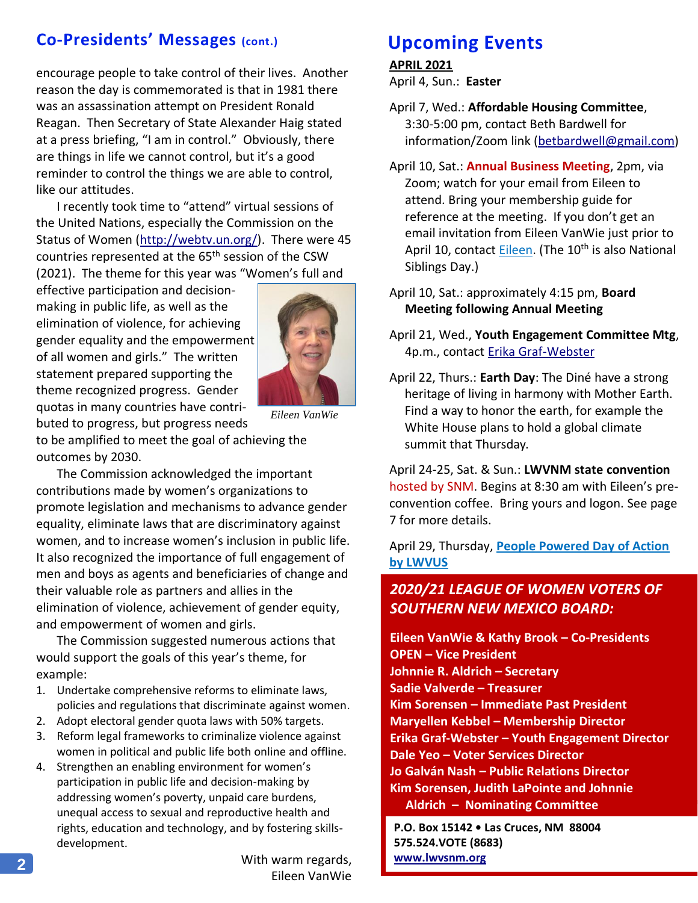## Co-Presidents' Messages (cont.)

encourage people to take control of their lives. Another reason the day is commemorated is that in 1981 there was an assassination attempt on President Ronald Reagan. Then Secretary of State Alexander Haig stated at a press briefing, "I am in control." Obviously, there are things in life we cannot control, but it's a good reminder to control the things we are able to control, like our attitudes.

I recently took time to "attend" virtual sessions of the United Nations, especially the Commission on the Status of Women (http://webtv.un.org/). There were 45 countries represented at the 65th session of the CSW (2021). The theme for this year was "Women's full and effective participation and decision-making in public life, as well as the elimination of violence, for achieving gender equality and the empowerment of all women and girls." The written statement prepared supporting the theme recognized progress. Gender quotas in many countries have contributed to progress, but progress needs to be amplified to meet the goal of achieving the outcomes by 2030.

*Eileen VanWie*

The Commission acknowledged the important contributions made by women's organizations to promote legislation and mechanisms to advance gender equality, eliminate laws that are discriminatory against women, and to increase women's inclusion in public life. It also recognized the importance of full engagement of men and boys as agents and beneficiaries of change and their valuable role as partners and allies in the elimination of violence, achievement of gender equity, and empowerment of women and girls.

The Commission suggested numerous actions that would support the goals of this year's theme, for example:

1. Undertake comprehensive reforms to eliminate laws, policies and regulations that discriminate against women.
2. Adopt electoral gender quota laws with 50% targets.
3. Reform legal frameworks to criminalize violence against women in political and public life both online and offline.
4. Strengthen an enabling environment for women's participation in public life and decision-making by addressing women's poverty, unpaid care burdens, unequal access to sexual and reproductive health and rights, education and technology, and by fostering skills-development.

With warm regards,
Eileen VanWie

## Upcoming Events

**APRIL 2021**

April 4, Sun.: **Easter**

April 7, Wed.: **Affordable Housing Committee**, 3:30-5:00 pm, contact Beth Bardwell for information/Zoom link (betbardwell@gmail.com)

April 10, Sat.: **Annual Business Meeting**, 2pm, via Zoom; watch for your email from Eileen to attend. Bring your membership guide for reference at the meeting. If you don't get an email invitation from Eileen VanWie just prior to April 10, contact Eileen. (The 10th is also National Siblings Day.)

April 10, Sat.: approximately 4:15 pm, **Board Meeting following Annual Meeting**

April 21, Wed., **Youth Engagement Committee Mtg**, 4p.m., contact Erika Graf-Webster

April 22, Thurs.: **Earth Day**: The Diné have a strong heritage of living in harmony with Mother Earth. Find a way to honor the earth, for example the White House plans to hold a global climate summit that Thursday.

April 24-25, Sat. & Sun.: **LWVNM state convention** hosted by SNM. Begins at 8:30 am with Eileen's pre-convention coffee. Bring yours and logon. See page 7 for more details.

April 29, Thursday, **People Powered Day of Action by LWVUS**

### *2020/21 LEAGUE OF WOMEN VOTERS OF SOUTHERN NEW MEXICO BOARD:*

**Eileen VanWie & Kathy Brook – Co-Presidents**
**OPEN – Vice President**
**Johnnie R. Aldrich – Secretary**
**Sadie Valverde – Treasurer**
**Kim Sorensen – Immediate Past President**
**Maryellen Kebbel – Membership Director**
**Erika Graf-Webster – Youth Engagement Director**
**Dale Yeo – Voter Services Director**
**Jo Galván Nash – Public Relations Director**
**Kim Sorensen, Judith LaPointe and Johnnie Aldrich – Nominating Committee**

**P.O. Box 15142 • Las Cruces, NM 88004**
**575.524.VOTE (8683)**
**www.lwvsnm.org**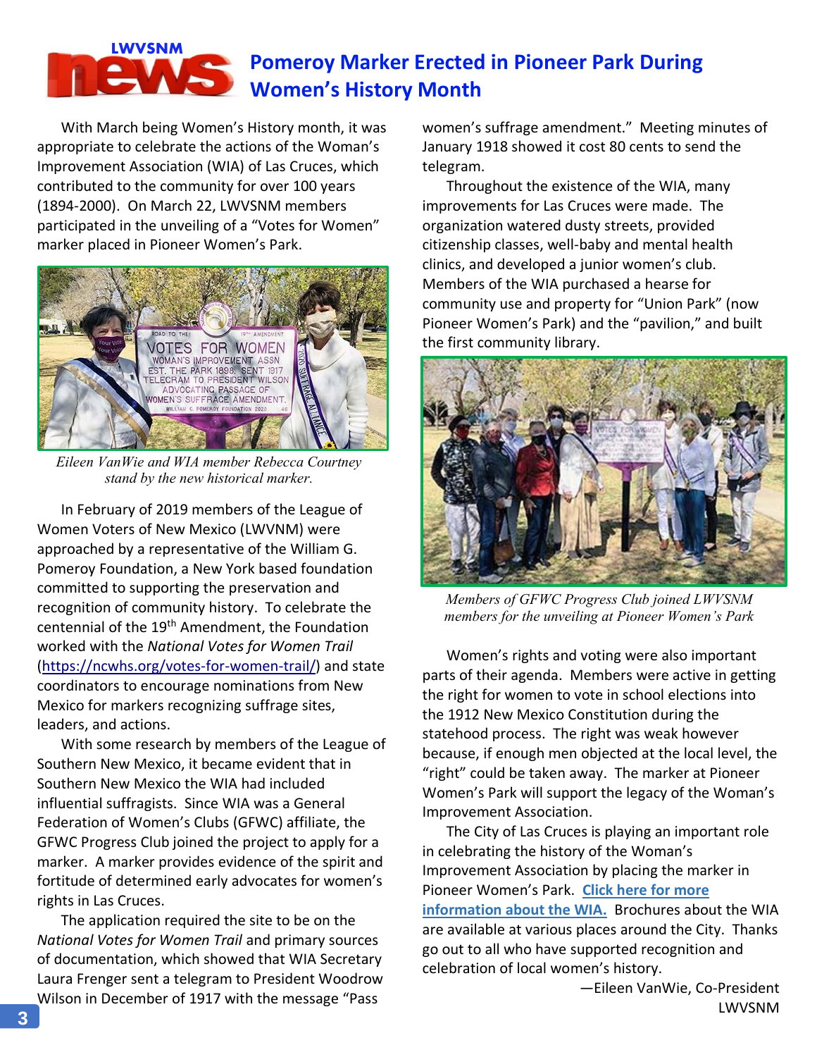# Pomeroy Marker Erected in Pioneer Park During Women's History Month

With March being Women's History month, it was appropriate to celebrate the actions of the Woman's Improvement Association (WIA) of Las Cruces, which contributed to the community for over 100 years (1894-2000). On March 22, LWVSNM members participated in the unveiling of a "Votes for Women" marker placed in Pioneer Women's Park.

*Eileen VanWie and WIA member Rebecca Courtney stand by the new historical marker.*

In February of 2019 members of the League of Women Voters of New Mexico (LWVNM) were approached by a representative of the William G. Pomeroy Foundation, a New York based foundation committed to supporting the preservation and recognition of community history. To celebrate the centennial of the 19th Amendment, the Foundation worked with the *National Votes for Women Trail* (https://ncwhs.org/votes-for-women-trail/) and state coordinators to encourage nominations from New Mexico for markers recognizing suffrage sites, leaders, and actions.

With some research by members of the League of Southern New Mexico, it became evident that in Southern New Mexico the WIA had included influential suffragists. Since WIA was a General Federation of Women's Clubs (GFWC) affiliate, the GFWC Progress Club joined the project to apply for a marker. A marker provides evidence of the spirit and fortitude of determined early advocates for women's rights in Las Cruces.

The application required the site to be on the *National Votes for Women Trail* and primary sources of documentation, which showed that WIA Secretary Laura Frenger sent a telegram to President Woodrow Wilson in December of 1917 with the message "Pass women's suffrage amendment." Meeting minutes of January 1918 showed it cost 80 cents to send the telegram.

Throughout the existence of the WIA, many improvements for Las Cruces were made. The organization watered dusty streets, provided citizenship classes, well-baby and mental health clinics, and developed a junior women's club. Members of the WIA purchased a hearse for community use and property for "Union Park" (now Pioneer Women's Park) and the "pavilion," and built the first community library.

*Members of GFWC Progress Club joined LWVSNM members for the unveiling at Pioneer Women's Park*

Women's rights and voting were also important parts of their agenda. Members were active in getting the right for women to vote in school elections into the 1912 New Mexico Constitution during the statehood process. The right was weak however because, if enough men objected at the local level, the "right" could be taken away. The marker at Pioneer Women's Park will support the legacy of the Woman's Improvement Association.

The City of Las Cruces is playing an important role in celebrating the history of the Woman's Improvement Association by placing the marker in Pioneer Women's Park. **Click here for more information about the WIA.** Brochures about the WIA are available at various places around the City. Thanks go out to all who have supported recognition and celebration of local women's history.

—Eileen VanWie, Co-President LWVSNM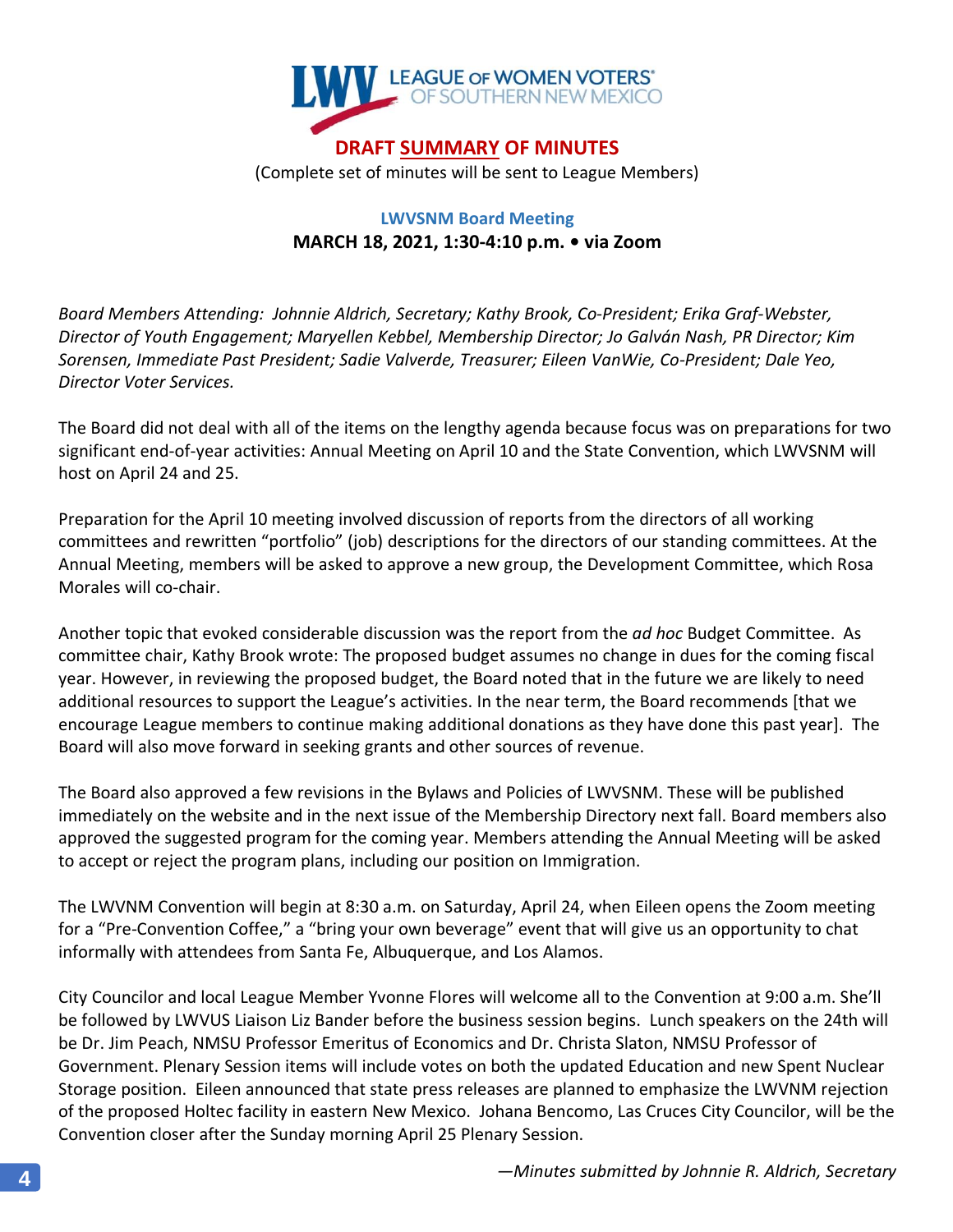LEAGUE OF WOMEN VOTERS® OF SOUTHERN NEW MEXICO

# DRAFT SUMMARY OF MINUTES

(Complete set of minutes will be sent to League Members)

## LWVSNM Board Meeting

**MARCH 18, 2021, 1:30-4:10 p.m. • via Zoom**

*Board Members Attending: Johnnie Aldrich, Secretary; Kathy Brook, Co-President; Erika Graf-Webster, Director of Youth Engagement; Maryellen Kebbel, Membership Director; Jo Galván Nash, PR Director; Kim Sorensen, Immediate Past President; Sadie Valverde, Treasurer; Eileen VanWie, Co-President; Dale Yeo, Director Voter Services.*

The Board did not deal with all of the items on the lengthy agenda because focus was on preparations for two significant end-of-year activities: Annual Meeting on April 10 and the State Convention, which LWVSNM will host on April 24 and 25.

Preparation for the April 10 meeting involved discussion of reports from the directors of all working committees and rewritten "portfolio" (job) descriptions for the directors of our standing committees. At the Annual Meeting, members will be asked to approve a new group, the Development Committee, which Rosa Morales will co-chair.

Another topic that evoked considerable discussion was the report from the *ad hoc* Budget Committee. As committee chair, Kathy Brook wrote: The proposed budget assumes no change in dues for the coming fiscal year. However, in reviewing the proposed budget, the Board noted that in the future we are likely to need additional resources to support the League's activities. In the near term, the Board recommends [that we encourage League members to continue making additional donations as they have done this past year]. The Board will also move forward in seeking grants and other sources of revenue.

The Board also approved a few revisions in the Bylaws and Policies of LWVSNM. These will be published immediately on the website and in the next issue of the Membership Directory next fall. Board members also approved the suggested program for the coming year. Members attending the Annual Meeting will be asked to accept or reject the program plans, including our position on Immigration.

The LWVNM Convention will begin at 8:30 a.m. on Saturday, April 24, when Eileen opens the Zoom meeting for a "Pre-Convention Coffee," a "bring your own beverage" event that will give us an opportunity to chat informally with attendees from Santa Fe, Albuquerque, and Los Alamos.

City Councilor and local League Member Yvonne Flores will welcome all to the Convention at 9:00 a.m. She'll be followed by LWVUS Liaison Liz Bander before the business session begins. Lunch speakers on the 24th will be Dr. Jim Peach, NMSU Professor Emeritus of Economics and Dr. Christa Slaton, NMSU Professor of Government. Plenary Session items will include votes on both the updated Education and new Spent Nuclear Storage position. Eileen announced that state press releases are planned to emphasize the LWVNM rejection of the proposed Holtec facility in eastern New Mexico. Johana Bencomo, Las Cruces City Councilor, will be the Convention closer after the Sunday morning April 25 Plenary Session.

*—Minutes submitted by Johnnie R. Aldrich, Secretary*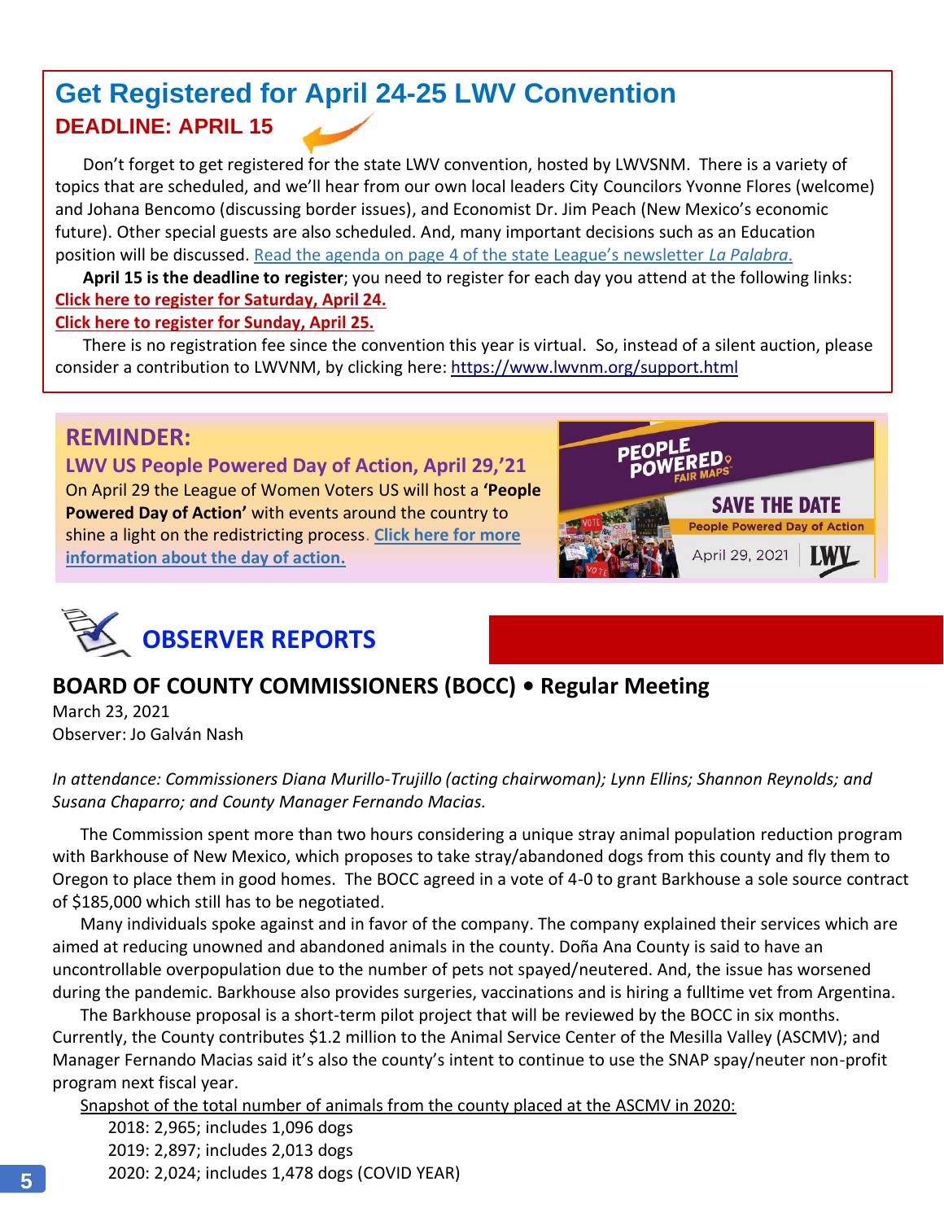## Get Registered for April 24-25 LWV Convention

**DEADLINE: APRIL 15**

Don't forget to get registered for the state LWV convention, hosted by LWVSNM. There is a variety of topics that are scheduled, and we'll hear from our own local leaders City Councilors Yvonne Flores (welcome) and Johana Bencomo (discussing border issues), and Economist Dr. Jim Peach (New Mexico's economic future). Other special guests are also scheduled. And, many important decisions such as an Education position will be discussed. Read the agenda on page 4 of the state League's newsletter *La Palabra.*

**April 15 is the deadline to register**; you need to register for each day you attend at the following links:

**Click here to register for Saturday, April 24.**

**Click here to register for Sunday, April 25.**

There is no registration fee since the convention this year is virtual. So, instead of a silent auction, please consider a contribution to LWVNM, by clicking here: https://www.lwvnm.org/support.html

**REMINDER:**

**LWV US People Powered Day of Action, April 29,'21**

On April 29 the League of Women Voters US will host a **'People Powered Day of Action'** with events around the country to shine a light on the redistricting process. **Click here for more information about the day of action.**

## OBSERVER REPORTS

### BOARD OF COUNTY COMMISSIONERS (BOCC) • Regular Meeting

March 23, 2021
Observer: Jo Galván Nash

*In attendance: Commissioners Diana Murillo-Trujillo (acting chairwoman); Lynn Ellins; Shannon Reynolds; and Susana Chaparro; and County Manager Fernando Macias.*

The Commission spent more than two hours considering a unique stray animal population reduction program with Barkhouse of New Mexico, which proposes to take stray/abandoned dogs from this county and fly them to Oregon to place them in good homes. The BOCC agreed in a vote of 4-0 to grant Barkhouse a sole source contract of $185,000 which still has to be negotiated.

Many individuals spoke against and in favor of the company. The company explained their services which are aimed at reducing unowned and abandoned animals in the county. Doña Ana County is said to have an uncontrollable overpopulation due to the number of pets not spayed/neutered. And, the issue has worsened during the pandemic. Barkhouse also provides surgeries, vaccinations and is hiring a fulltime vet from Argentina.

The Barkhouse proposal is a short-term pilot project that will be reviewed by the BOCC in six months. Currently, the County contributes $1.2 million to the Animal Service Center of the Mesilla Valley (ASCMV); and Manager Fernando Macias said it's also the county's intent to continue to use the SNAP spay/neuter non-profit program next fiscal year.

Snapshot of the total number of animals from the county placed at the ASCMV in 2020:

2018: 2,965; includes 1,096 dogs
2019: 2,897; includes 2,013 dogs
2020: 2,024; includes 1,478 dogs (COVID YEAR)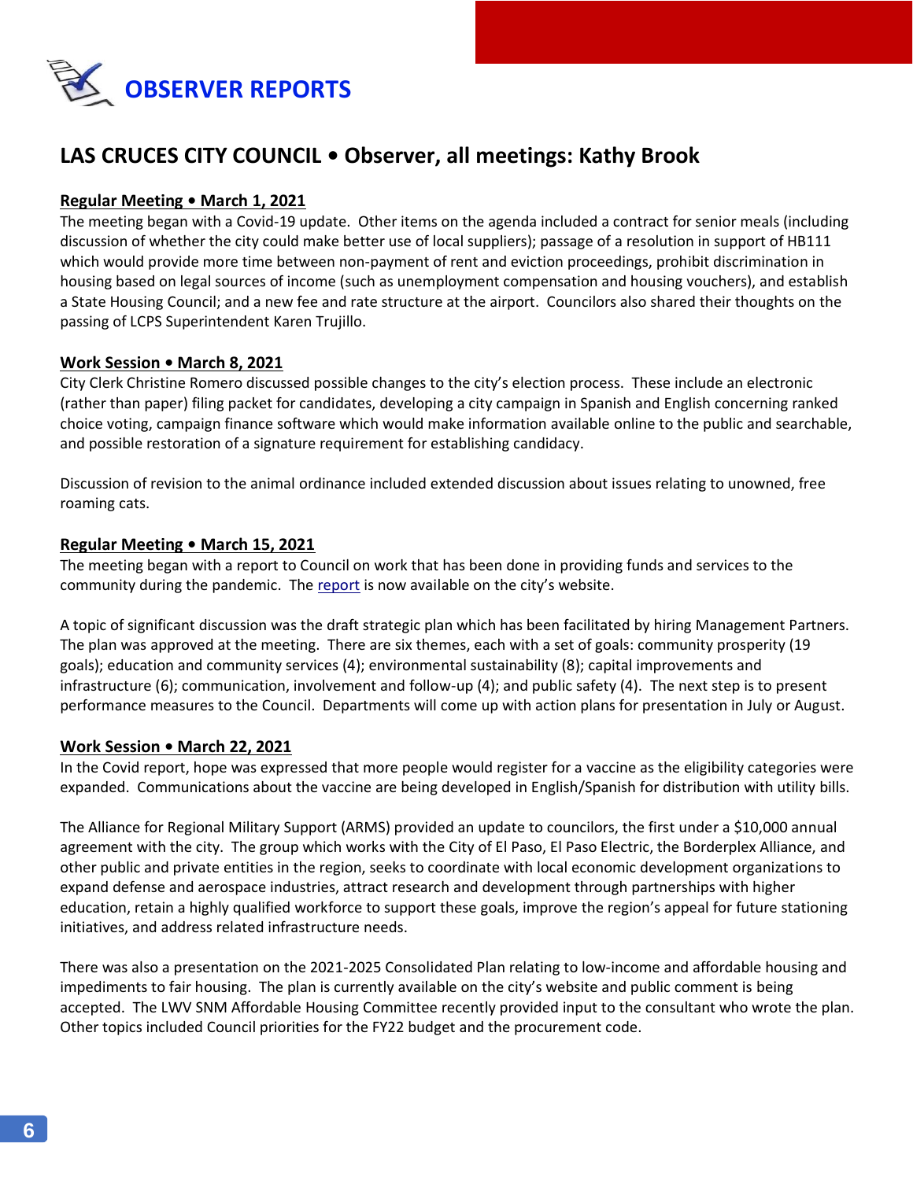# OBSERVER REPORTS

## LAS CRUCES CITY COUNCIL • Observer, all meetings: Kathy Brook

### Regular Meeting • March 1, 2021

The meeting began with a Covid-19 update. Other items on the agenda included a contract for senior meals (including discussion of whether the city could make better use of local suppliers); passage of a resolution in support of HB111 which would provide more time between non-payment of rent and eviction proceedings, prohibit discrimination in housing based on legal sources of income (such as unemployment compensation and housing vouchers), and establish a State Housing Council; and a new fee and rate structure at the airport. Councilors also shared their thoughts on the passing of LCPS Superintendent Karen Trujillo.

### Work Session • March 8, 2021

City Clerk Christine Romero discussed possible changes to the city's election process. These include an electronic (rather than paper) filing packet for candidates, developing a city campaign in Spanish and English concerning ranked choice voting, campaign finance software which would make information available online to the public and searchable, and possible restoration of a signature requirement for establishing candidacy.

Discussion of revision to the animal ordinance included extended discussion about issues relating to unowned, free roaming cats.

### Regular Meeting • March 15, 2021

The meeting began with a report to Council on work that has been done in providing funds and services to the community during the pandemic. The report is now available on the city's website.

A topic of significant discussion was the draft strategic plan which has been facilitated by hiring Management Partners. The plan was approved at the meeting. There are six themes, each with a set of goals: community prosperity (19 goals); education and community services (4); environmental sustainability (8); capital improvements and infrastructure (6); communication, involvement and follow-up (4); and public safety (4). The next step is to present performance measures to the Council. Departments will come up with action plans for presentation in July or August.

### Work Session • March 22, 2021

In the Covid report, hope was expressed that more people would register for a vaccine as the eligibility categories were expanded. Communications about the vaccine are being developed in English/Spanish for distribution with utility bills.

The Alliance for Regional Military Support (ARMS) provided an update to councilors, the first under a $10,000 annual agreement with the city. The group which works with the City of El Paso, El Paso Electric, the Borderplex Alliance, and other public and private entities in the region, seeks to coordinate with local economic development organizations to expand defense and aerospace industries, attract research and development through partnerships with higher education, retain a highly qualified workforce to support these goals, improve the region's appeal for future stationing initiatives, and address related infrastructure needs.

There was also a presentation on the 2021-2025 Consolidated Plan relating to low-income and affordable housing and impediments to fair housing. The plan is currently available on the city's website and public comment is being accepted. The LWV SNM Affordable Housing Committee recently provided input to the consultant who wrote the plan. Other topics included Council priorities for the FY22 budget and the procurement code.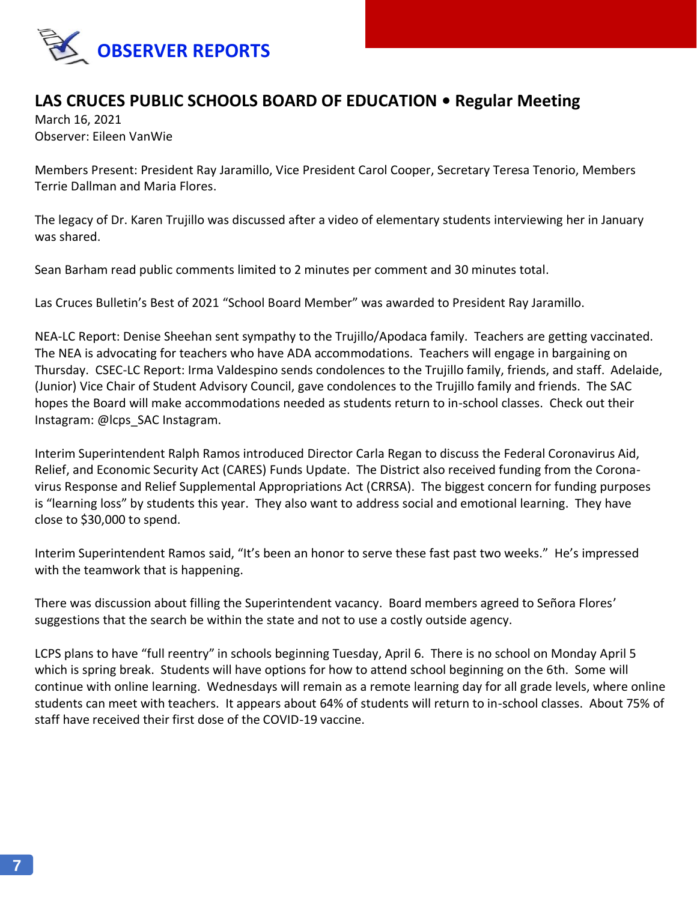# OBSERVER REPORTS

## LAS CRUCES PUBLIC SCHOOLS BOARD OF EDUCATION • Regular Meeting

March 16, 2021
Observer: Eileen VanWie

Members Present: President Ray Jaramillo, Vice President Carol Cooper, Secretary Teresa Tenorio, Members Terrie Dallman and Maria Flores.

The legacy of Dr. Karen Trujillo was discussed after a video of elementary students interviewing her in January was shared.

Sean Barham read public comments limited to 2 minutes per comment and 30 minutes total.

Las Cruces Bulletin's Best of 2021 "School Board Member" was awarded to President Ray Jaramillo.

NEA-LC Report: Denise Sheehan sent sympathy to the Trujillo/Apodaca family. Teachers are getting vaccinated. The NEA is advocating for teachers who have ADA accommodations. Teachers will engage in bargaining on Thursday. CSEC-LC Report: Irma Valdespino sends condolences to the Trujillo family, friends, and staff. Adelaide, (Junior) Vice Chair of Student Advisory Council, gave condolences to the Trujillo family and friends. The SAC hopes the Board will make accommodations needed as students return to in-school classes. Check out their Instagram: @lcps_SAC Instagram.

Interim Superintendent Ralph Ramos introduced Director Carla Regan to discuss the Federal Coronavirus Aid, Relief, and Economic Security Act (CARES) Funds Update. The District also received funding from the Corona-virus Response and Relief Supplemental Appropriations Act (CRRSA). The biggest concern for funding purposes is "learning loss" by students this year. They also want to address social and emotional learning. They have close to $30,000 to spend.

Interim Superintendent Ramos said, "It's been an honor to serve these fast past two weeks." He's impressed with the teamwork that is happening.

There was discussion about filling the Superintendent vacancy. Board members agreed to Señora Flores' suggestions that the search be within the state and not to use a costly outside agency.

LCPS plans to have "full reentry" in schools beginning Tuesday, April 6. There is no school on Monday April 5 which is spring break. Students will have options for how to attend school beginning on the 6th. Some will continue with online learning. Wednesdays will remain as a remote learning day for all grade levels, where online students can meet with teachers. It appears about 64% of students will return to in-school classes. About 75% of staff have received their first dose of the COVID-19 vaccine.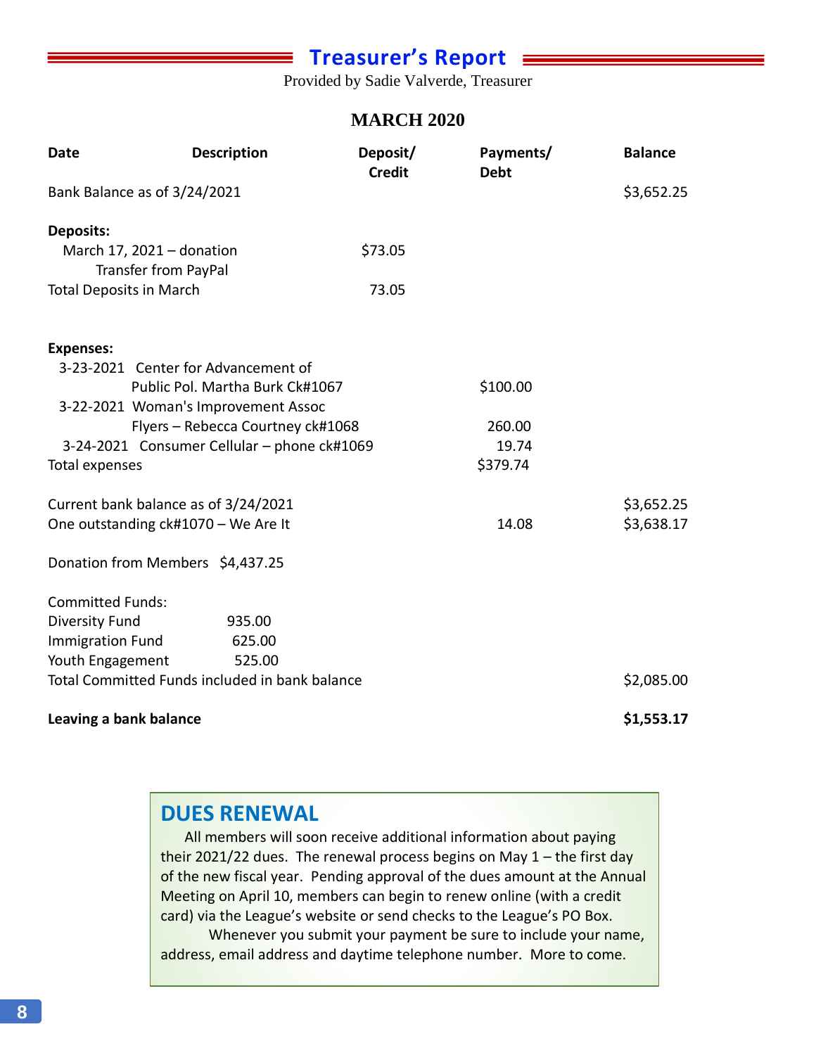# Treasurer's Report

Provided by Sadie Valverde, Treasurer

## MARCH 2020

| Date | Description | Deposit/ Credit | Payments/ Debt | Balance |
|---|---|---|---|---|
| Bank Balance as of 3/24/2021 | | | | $3,652.25 |
| **Deposits:** | | | | |
| March 17, 2021 – donation | Transfer from PayPal | $73.05 | | |
| Total Deposits in March | | 73.05 | | |
| **Expenses:** | | | | |
| 3-23-2021 | Center for Advancement of Public Pol. Martha Burk Ck#1067 | | $100.00 | |
| 3-22-2021 | Woman's Improvement Assoc Flyers – Rebecca Courtney ck#1068 | | 260.00 | |
| 3-24-2021 | Consumer Cellular – phone ck#1069 | | 19.74 | |
| Total expenses | | | $379.74 | |
| Current bank balance as of 3/24/2021 | | | | $3,652.25 |
| One outstanding ck#1070 – We Are It | | | 14.08 | $3,638.17 |

Donation from Members $4,437.25

Committed Funds:

| Fund | Amount |
|---|---|
| Diversity Fund | 935.00 |
| Immigration Fund | 625.00 |
| Youth Engagement | 525.00 |

Total Committed Funds included in bank balance $2,085.00

**Leaving a bank balance** **$1,553.17**

## DUES RENEWAL

All members will soon receive additional information about paying their 2021/22 dues. The renewal process begins on May 1 – the first day of the new fiscal year. Pending approval of the dues amount at the Annual Meeting on April 10, members can begin to renew online (with a credit card) via the League's website or send checks to the League's PO Box.

Whenever you submit your payment be sure to include your name, address, email address and daytime telephone number. More to come.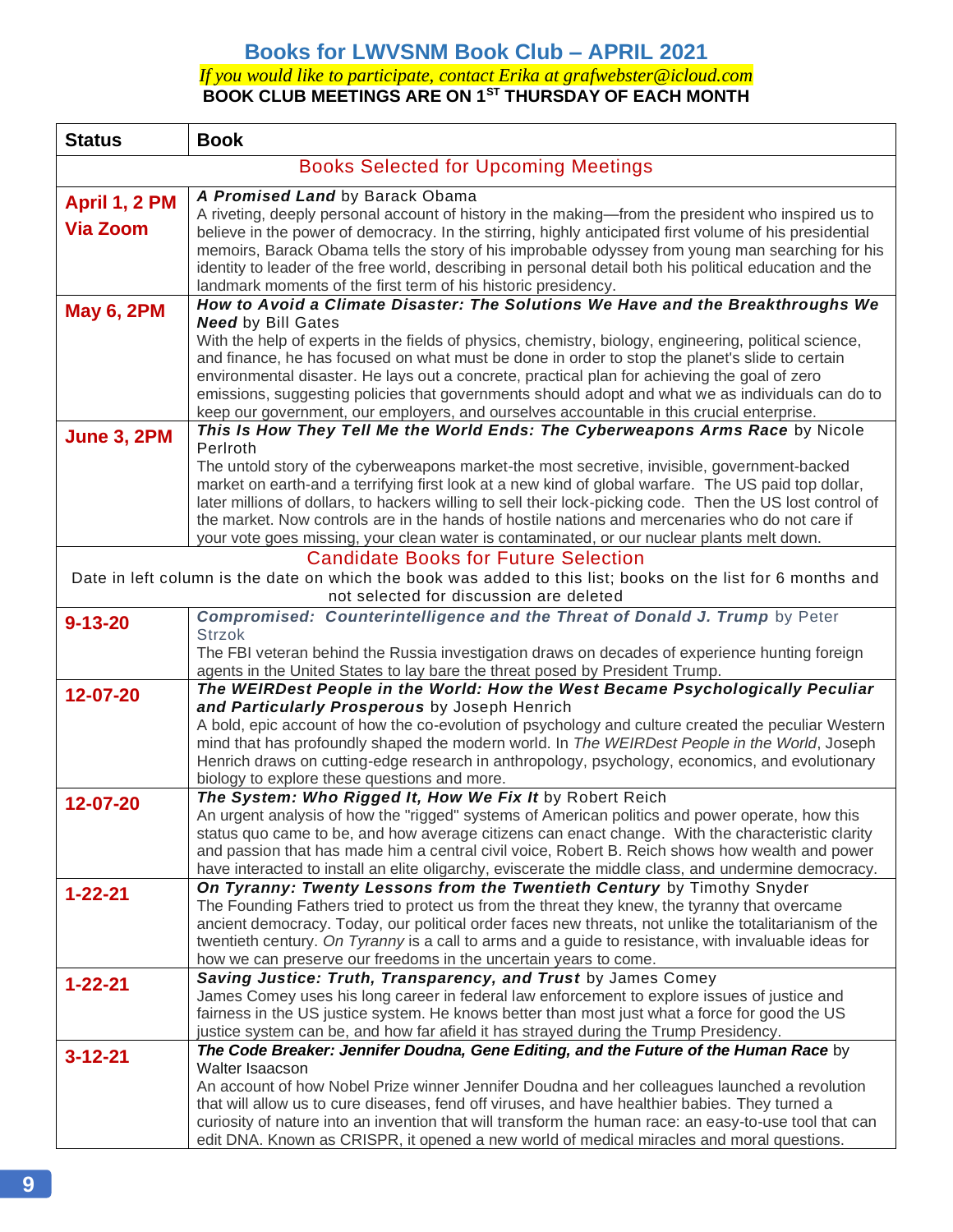# Books for LWVSNM Book Club – APRIL 2021

*If you would like to participate, contact Erika at grafwebster@icloud.com*

**BOOK CLUB MEETINGS ARE ON 1ST THURSDAY OF EACH MONTH**

| Status | Book |
|---|---|
| **Books Selected for Upcoming Meetings** | |
| **April 1, 2 PM Via Zoom** | ***A Promised Land*** by Barack Obama<br>A riveting, deeply personal account of history in the making—from the president who inspired us to believe in the power of democracy. In the stirring, highly anticipated first volume of his presidential memoirs, Barack Obama tells the story of his improbable odyssey from young man searching for his identity to leader of the free world, describing in personal detail both his political education and the landmark moments of the first term of his historic presidency. |
| **May 6, 2PM** | ***How to Avoid a Climate Disaster: The Solutions We Have and the Breakthroughs We Need*** by Bill Gates<br>With the help of experts in the fields of physics, chemistry, biology, engineering, political science, and finance, he has focused on what must be done in order to stop the planet's slide to certain environmental disaster. He lays out a concrete, practical plan for achieving the goal of zero emissions, suggesting policies that governments should adopt and what we as individuals can do to keep our government, our employers, and ourselves accountable in this crucial enterprise. |
| **June 3, 2PM** | ***This Is How They Tell Me the World Ends: The Cyberweapons Arms Race*** by Nicole Perlroth<br>The untold story of the cyberweapons market-the most secretive, invisible, government-backed market on earth-and a terrifying first look at a new kind of global warfare. The US paid top dollar, later millions of dollars, to hackers willing to sell their lock-picking code. Then the US lost control of the market. Now controls are in the hands of hostile nations and mercenaries who do not care if your vote goes missing, your clean water is contaminated, or our nuclear plants melt down. |
| **Candidate Books for Future Selection**<br>Date in left column is the date on which the book was added to this list; books on the list for 6 months and not selected for discussion are deleted | |
| **9-13-20** | ***Compromised: Counterintelligence and the Threat of Donald J. Trump*** by Peter Strzok<br>The FBI veteran behind the Russia investigation draws on decades of experience hunting foreign agents in the United States to lay bare the threat posed by President Trump. |
| **12-07-20** | ***The WEIRDest People in the World: How the West Became Psychologically Peculiar and Particularly Prosperous*** by Joseph Henrich<br>A bold, epic account of how the co-evolution of psychology and culture created the peculiar Western mind that has profoundly shaped the modern world. In *The WEIRDest People in the World*, Joseph Henrich draws on cutting-edge research in anthropology, psychology, economics, and evolutionary biology to explore these questions and more. |
| **12-07-20** | ***The System: Who Rigged It, How We Fix It*** by Robert Reich<br>An urgent analysis of how the "rigged" systems of American politics and power operate, how this status quo came to be, and how average citizens can enact change. With the characteristic clarity and passion that has made him a central civil voice, Robert B. Reich shows how wealth and power have interacted to install an elite oligarchy, eviscerate the middle class, and undermine democracy. |
| **1-22-21** | ***On Tyranny: Twenty Lessons from the Twentieth Century*** by Timothy Snyder<br>The Founding Fathers tried to protect us from the threat they knew, the tyranny that overcame ancient democracy. Today, our political order faces new threats, not unlike the totalitarianism of the twentieth century. *On Tyranny* is a call to arms and a guide to resistance, with invaluable ideas for how we can preserve our freedoms in the uncertain years to come. |
| **1-22-21** | ***Saving Justice: Truth, Transparency, and Trust*** by James Comey<br>James Comey uses his long career in federal law enforcement to explore issues of justice and fairness in the US justice system. He knows better than most just what a force for good the US justice system can be, and how far afield it has strayed during the Trump Presidency. |
| **3-12-21** | ***The Code Breaker: Jennifer Doudna, Gene Editing, and the Future of the Human Race*** by Walter Isaacson<br>An account of how Nobel Prize winner Jennifer Doudna and her colleagues launched a revolution that will allow us to cure diseases, fend off viruses, and have healthier babies. They turned a curiosity of nature into an invention that will transform the human race: an easy-to-use tool that can edit DNA. Known as CRISPR, it opened a new world of medical miracles and moral questions. |